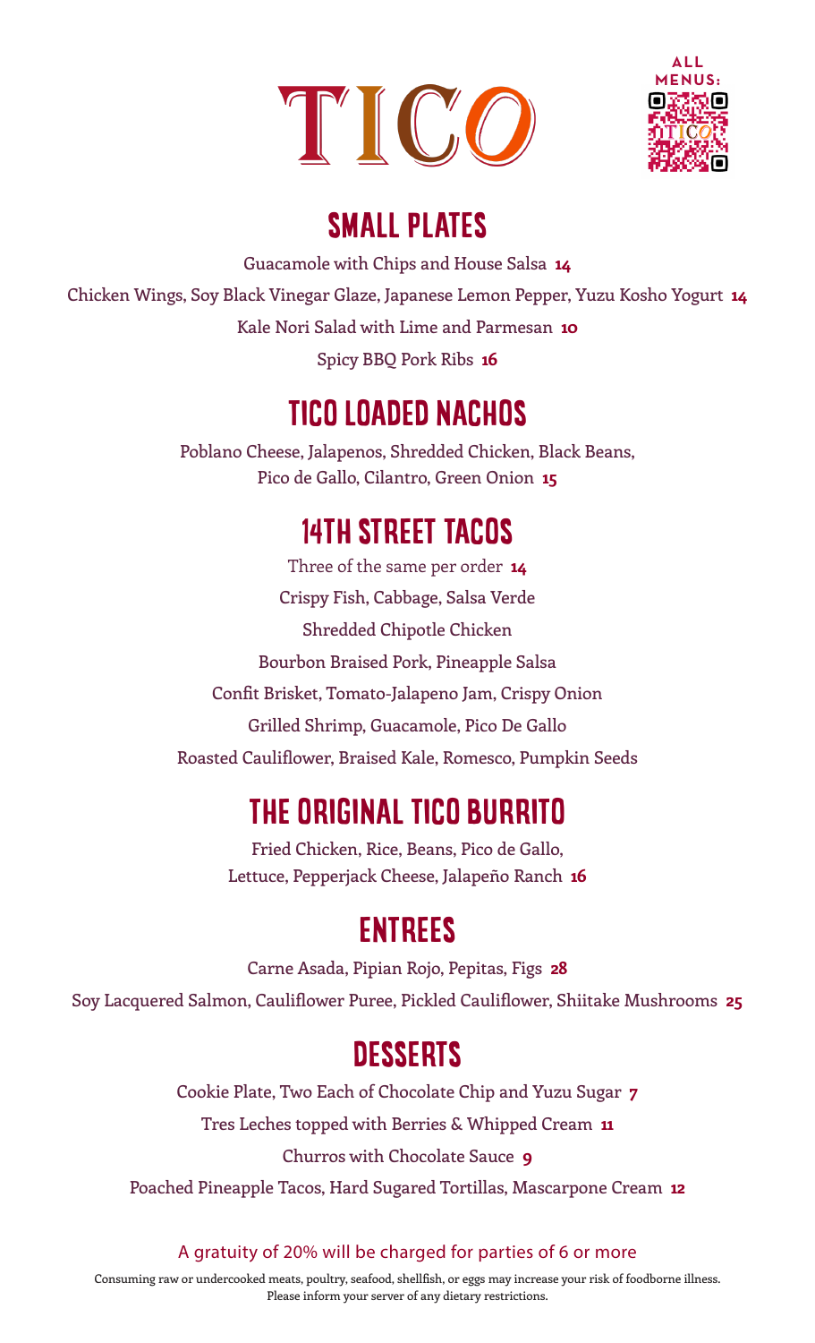# TICO

ALL MENUS:

## SMALL PLATES

Guacamole with Chips and House Salsa **14**

Chicken Wings, Soy Black Vinegar Glaze, Japanese Lemon Pepper, Yuzu Kosho Yogurt **14**

Kale Nori Salad with Lime and Parmesan **10**

Spicy BBQ Pork Ribs **16**

## TICO LOADED NACHOS

Poblano Cheese, Jalapenos, Shredded Chicken, Black Beans, Pico de Gallo, Cilantro, Green Onion **15**

## 14TH STREET TACOS

Three of the same per order **14**

Crispy Fish, Cabbage, Salsa Verde

Shredded Chipotle Chicken

Bourbon Braised Pork, Pineapple Salsa

Confit Brisket, Tomato-Jalapeno Jam, Crispy Onion

Grilled Shrimp, Guacamole, Pico De Gallo

Roasted Cauliflower, Braised Kale, Romesco, Pumpkin Seeds

## THE ORIGINAL TICO BURRITO

Fried Chicken, Rice, Beans, Pico de Gallo, Lettuce, Pepperjack Cheese, Jalapeño Ranch **16**

## ENTREES

Carne Asada, Pipian Rojo, Pepitas, Figs **28**

Soy Lacquered Salmon, Cauliflower Puree, Pickled Cauliflower, Shiitake Mushrooms **25**

## DESSERTS

Cookie Plate, Two Each of Chocolate Chip and Yuzu Sugar **7**

Tres Leches topped with Berries & Whipped Cream **11**

Churros with Chocolate Sauce **9**

Poached Pineapple Tacos, Hard Sugared Tortillas, Mascarpone Cream **12**

A gratuity of 20% will be charged for parties of 6 or more

Consuming raw or undercooked meats, poultry, seafood, shellfish, or eggs may increase your risk of foodborne illness. Please inform your server of any dietary restrictions.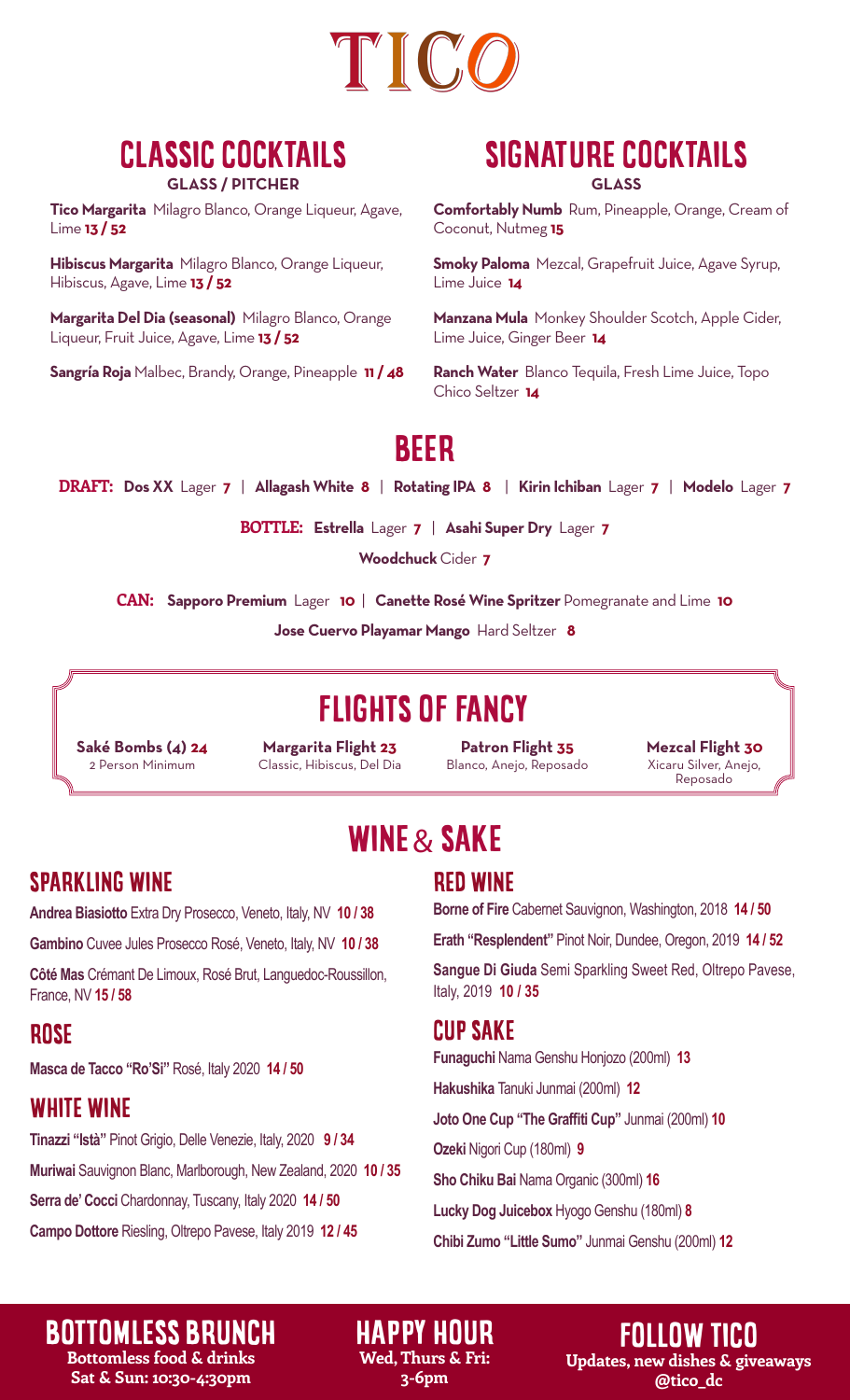# TICO

## CLASSIC COCKTAILS

**GLASS / PITCHER**

**Tico Margarita** Milagro Blanco, Orange Liqueur, Agave, Lime **13 / 52**

**Hibiscus Margarita** Milagro Blanco, Orange Liqueur, Hibiscus, Agave, Lime **13 / 52**

**Margarita Del Dia (seasonal)** Milagro Blanco, Orange Liqueur, Fruit Juice, Agave, Lime **13 / 52**

**Sangría Roja** Malbec, Brandy, Orange, Pineapple **11 / 48**

## SIGNATURE COCKTAILS

**GLASS**

**Comfortably Numb** Rum, Pineapple, Orange, Cream of Coconut, Nutmeg **15**

**Smoky Paloma** Mezcal, Grapefruit Juice, Agave Syrup, Lime Juice **14**

**Manzana Mula** Monkey Shoulder Scotch, Apple Cider, Lime Juice, Ginger Beer **14**

**Ranch Water** Blanco Tequila, Fresh Lime Juice, Topo Chico Seltzer **14**

## BEER

**DRAFT:** **Dos XX** Lager **7** | **Allagash White** **8** | **Rotating IPA** **8** | **Kirin Ichiban** Lager **7** | **Modelo** Lager **7**

**BOTTLE:** **Estrella** Lager **7** | **Asahi Super Dry** Lager **7**

**Woodchuck** Cider **7**

**CAN:** **Sapporo Premium** Lager **10** | **Canette Rosé Wine Spritzer** Pomegranate and Lime **10**

**Jose Cuervo Playamar Mango** Hard Seltzer **8**

## FLIGHTS OF FANCY

**Saké Bombs (4) 24**
2 Person Minimum

**Margarita Flight 23**
Classic, Hibiscus, Del Dia

**Patron Flight 35**
Blanco, Anejo, Reposado

**Mezcal Flight 30**
Xicaru Silver, Anejo, Reposado

## WINE & SAKE

### SPARKLING WINE

**Andrea Biasiotto** Extra Dry Prosecco, Veneto, Italy, NV **10 / 38**

**Gambino** Cuvee Jules Prosecco Rosé, Veneto, Italy, NV **10 / 38**

**Côté Mas** Crémant De Limoux, Rosé Brut, Languedoc-Roussillon, France, NV **15 / 58**

### ROSE

**Masca de Tacco "Ro'Si"** Rosé, Italy 2020 **14 / 50**

### WHITE WINE

**Tinazzi "Istà"** Pinot Grigio, Delle Venezie, Italy, 2020 **9 / 34**

**Muriwai** Sauvignon Blanc, Marlborough, New Zealand, 2020 **10 / 35**

**Serra de' Cocci** Chardonnay, Tuscany, Italy 2020 **14 / 50**

**Campo Dottore** Riesling, Oltrepo Pavese, Italy 2019 **12 / 45**

### RED WINE

**Borne of Fire** Cabernet Sauvignon, Washington, 2018 **14 / 50**

**Erath "Resplendent"** Pinot Noir, Dundee, Oregon, 2019 **14 / 52**

**Sangue Di Giuda** Semi Sparkling Sweet Red, Oltrepo Pavese, Italy, 2019 **10 / 35**

### CUP SAKE

**Funaguchi** Nama Genshu Honjozo (200ml) **13**

**Hakushika** Tanuki Junmai (200ml) **12**

**Joto One Cup "The Graffiti Cup"** Junmai (200ml) **10**

**Ozeki** Nigori Cup (180ml) **9**

**Sho Chiku Bai** Nama Organic (300ml) **16**

**Lucky Dog Juicebox** Hyogo Genshu (180ml) **8**

**Chibi Zumo "Little Sumo"** Junmai Genshu (200ml) **12**

## BOTTOMLESS BRUNCH

**Bottomless food & drinks**
**Sat & Sun: 10:30-4:30pm**

## HAPPY HOUR

**Wed, Thurs & Fri:**
**3-6pm**

## FOLLOW TICO

**Updates, new dishes & giveaways**
**@tico_dc**